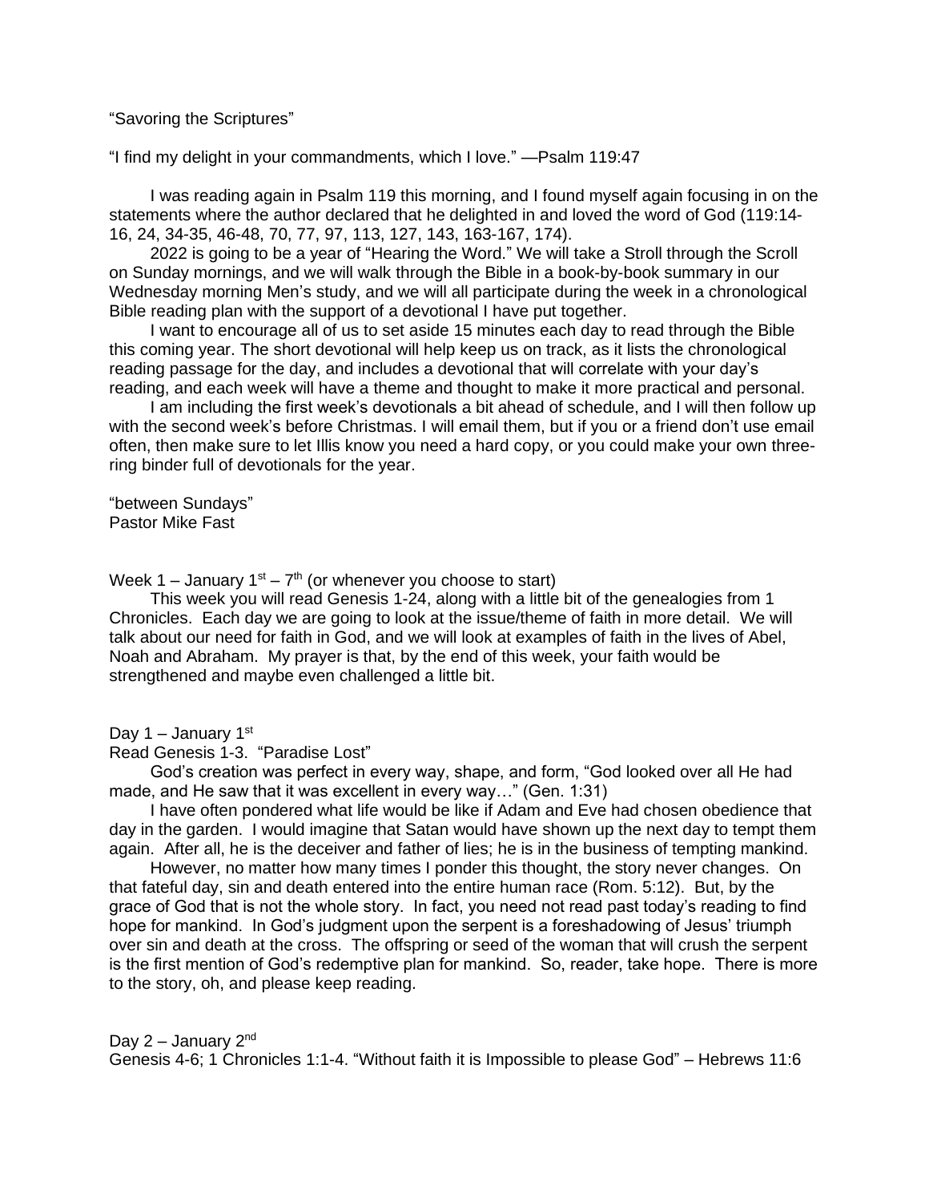"Savoring the Scriptures"

"I find my delight in your commandments, which I love." —Psalm 119:47

I was reading again in Psalm 119 this morning, and I found myself again focusing in on the statements where the author declared that he delighted in and loved the word of God (119:14-16, 24, 34-35, 46-48, 70, 77, 97, 113, 127, 143, 163-167, 174).

2022 is going to be a year of "Hearing the Word." We will take a Stroll through the Scroll on Sunday mornings, and we will walk through the Bible in a book-by-book summary in our Wednesday morning Men's study, and we will all participate during the week in a chronological Bible reading plan with the support of a devotional I have put together.

I want to encourage all of us to set aside 15 minutes each day to read through the Bible this coming year. The short devotional will help keep us on track, as it lists the chronological reading passage for the day, and includes a devotional that will correlate with your day's reading, and each week will have a theme and thought to make it more practical and personal.

I am including the first week's devotionals a bit ahead of schedule, and I will then follow up with the second week's before Christmas. I will email them, but if you or a friend don't use email often, then make sure to let Illis know you need a hard copy, or you could make your own three-ring binder full of devotionals for the year.

"between Sundays"
Pastor Mike Fast

Week 1 – January 1st – 7th (or whenever you choose to start)

This week you will read Genesis 1-24, along with a little bit of the genealogies from 1 Chronicles. Each day we are going to look at the issue/theme of faith in more detail. We will talk about our need for faith in God, and we will look at examples of faith in the lives of Abel, Noah and Abraham. My prayer is that, by the end of this week, your faith would be strengthened and maybe even challenged a little bit.

Day 1 – January 1st
Read Genesis 1-3. "Paradise Lost"

God's creation was perfect in every way, shape, and form, "God looked over all He had made, and He saw that it was excellent in every way…" (Gen. 1:31)

I have often pondered what life would be like if Adam and Eve had chosen obedience that day in the garden. I would imagine that Satan would have shown up the next day to tempt them again. After all, he is the deceiver and father of lies; he is in the business of tempting mankind.

However, no matter how many times I ponder this thought, the story never changes. On that fateful day, sin and death entered into the entire human race (Rom. 5:12). But, by the grace of God that is not the whole story. In fact, you need not read past today's reading to find hope for mankind. In God's judgment upon the serpent is a foreshadowing of Jesus' triumph over sin and death at the cross. The offspring or seed of the woman that will crush the serpent is the first mention of God's redemptive plan for mankind. So, reader, take hope. There is more to the story, oh, and please keep reading.

Day 2 – January 2nd
Genesis 4-6; 1 Chronicles 1:1-4. "Without faith it is Impossible to please God" – Hebrews 11:6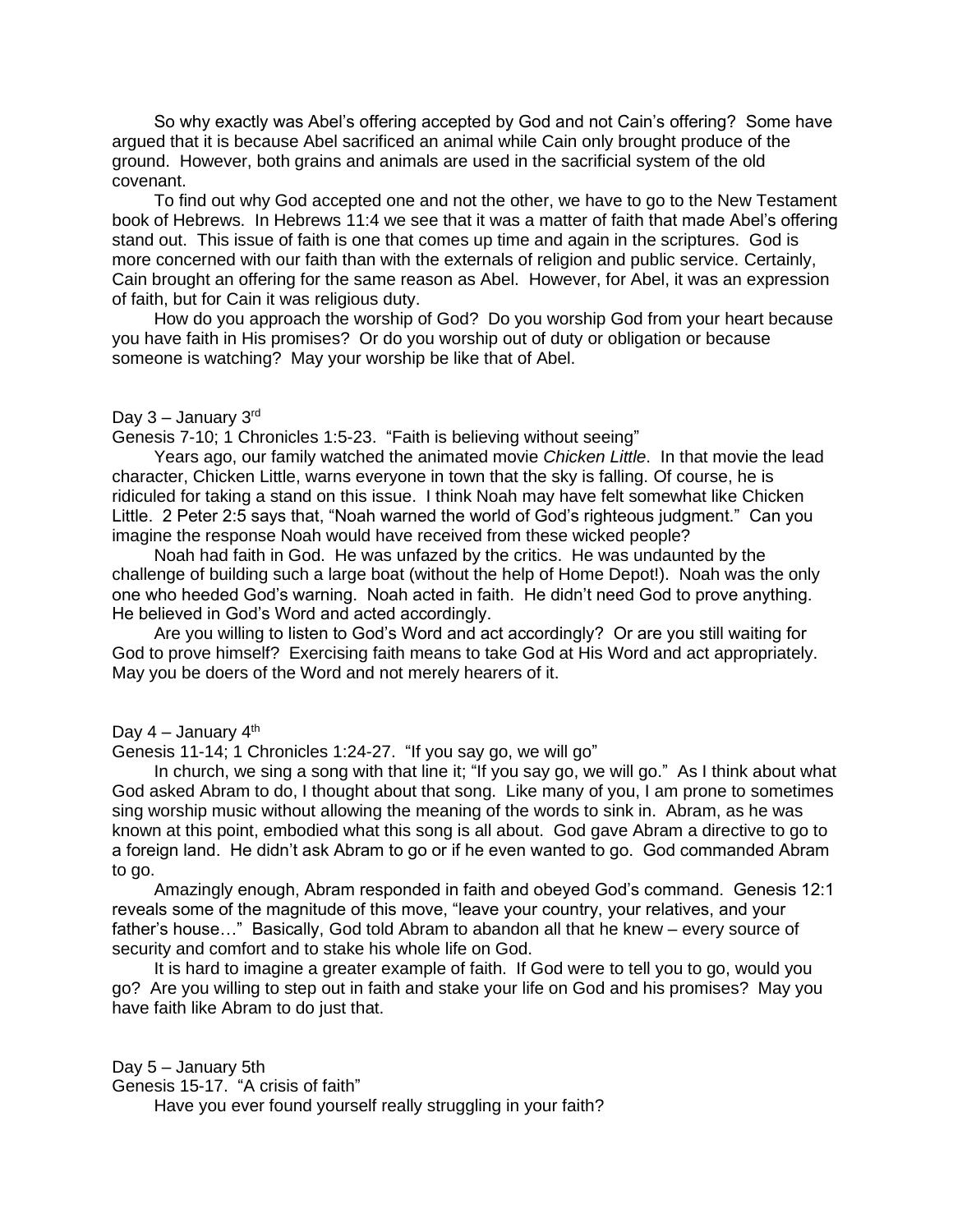So why exactly was Abel's offering accepted by God and not Cain's offering? Some have argued that it is because Abel sacrificed an animal while Cain only brought produce of the ground. However, both grains and animals are used in the sacrificial system of the old covenant.

To find out why God accepted one and not the other, we have to go to the New Testament book of Hebrews. In Hebrews 11:4 we see that it was a matter of faith that made Abel's offering stand out. This issue of faith is one that comes up time and again in the scriptures. God is more concerned with our faith than with the externals of religion and public service. Certainly, Cain brought an offering for the same reason as Abel. However, for Abel, it was an expression of faith, but for Cain it was religious duty.

How do you approach the worship of God? Do you worship God from your heart because you have faith in His promises? Or do you worship out of duty or obligation or because someone is watching? May your worship be like that of Abel.

Day 3 – January 3rd

Genesis 7-10; 1 Chronicles 1:5-23. "Faith is believing without seeing"

Years ago, our family watched the animated movie *Chicken Little*. In that movie the lead character, Chicken Little, warns everyone in town that the sky is falling. Of course, he is ridiculed for taking a stand on this issue. I think Noah may have felt somewhat like Chicken Little. 2 Peter 2:5 says that, "Noah warned the world of God's righteous judgment." Can you imagine the response Noah would have received from these wicked people?

Noah had faith in God. He was unfazed by the critics. He was undaunted by the challenge of building such a large boat (without the help of Home Depot!). Noah was the only one who heeded God's warning. Noah acted in faith. He didn't need God to prove anything. He believed in God's Word and acted accordingly.

Are you willing to listen to God's Word and act accordingly? Or are you still waiting for God to prove himself? Exercising faith means to take God at His Word and act appropriately. May you be doers of the Word and not merely hearers of it.

Day 4 – January 4th

Genesis 11-14; 1 Chronicles 1:24-27. "If you say go, we will go"

In church, we sing a song with that line it; "If you say go, we will go." As I think about what God asked Abram to do, I thought about that song. Like many of you, I am prone to sometimes sing worship music without allowing the meaning of the words to sink in. Abram, as he was known at this point, embodied what this song is all about. God gave Abram a directive to go to a foreign land. He didn't ask Abram to go or if he even wanted to go. God commanded Abram to go.

Amazingly enough, Abram responded in faith and obeyed God's command. Genesis 12:1 reveals some of the magnitude of this move, "leave your country, your relatives, and your father's house…" Basically, God told Abram to abandon all that he knew – every source of security and comfort and to stake his whole life on God.

It is hard to imagine a greater example of faith. If God were to tell you to go, would you go? Are you willing to step out in faith and stake your life on God and his promises? May you have faith like Abram to do just that.

Day 5 – January 5th

Genesis 15-17. "A crisis of faith"

Have you ever found yourself really struggling in your faith?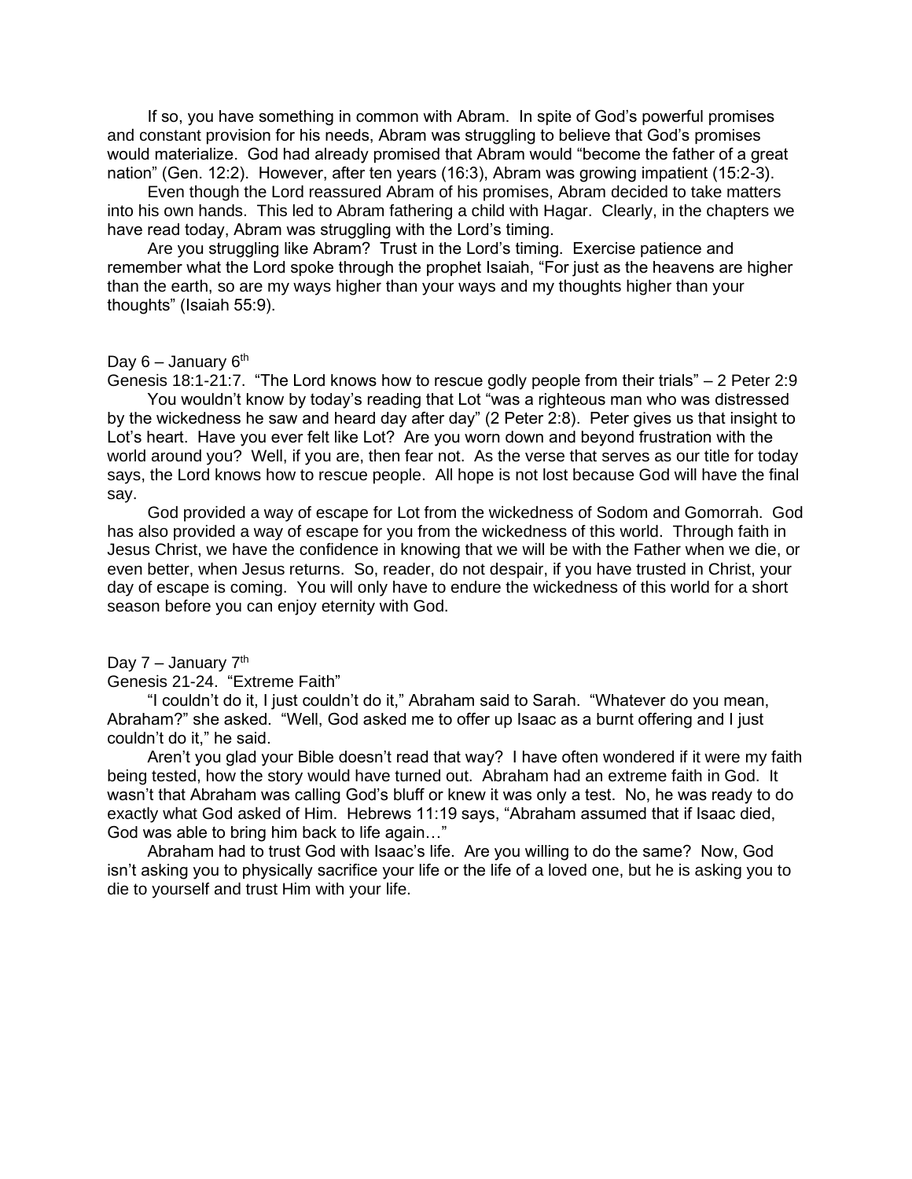If so, you have something in common with Abram. In spite of God's powerful promises and constant provision for his needs, Abram was struggling to believe that God's promises would materialize. God had already promised that Abram would "become the father of a great nation" (Gen. 12:2). However, after ten years (16:3), Abram was growing impatient (15:2-3).

Even though the Lord reassured Abram of his promises, Abram decided to take matters into his own hands. This led to Abram fathering a child with Hagar. Clearly, in the chapters we have read today, Abram was struggling with the Lord's timing.

Are you struggling like Abram? Trust in the Lord's timing. Exercise patience and remember what the Lord spoke through the prophet Isaiah, "For just as the heavens are higher than the earth, so are my ways higher than your ways and my thoughts higher than your thoughts" (Isaiah 55:9).

Day 6 – January 6th

Genesis 18:1-21:7. "The Lord knows how to rescue godly people from their trials" – 2 Peter 2:9

You wouldn't know by today's reading that Lot "was a righteous man who was distressed by the wickedness he saw and heard day after day" (2 Peter 2:8). Peter gives us that insight to Lot's heart. Have you ever felt like Lot? Are you worn down and beyond frustration with the world around you? Well, if you are, then fear not. As the verse that serves as our title for today says, the Lord knows how to rescue people. All hope is not lost because God will have the final say.

God provided a way of escape for Lot from the wickedness of Sodom and Gomorrah. God has also provided a way of escape for you from the wickedness of this world. Through faith in Jesus Christ, we have the confidence in knowing that we will be with the Father when we die, or even better, when Jesus returns. So, reader, do not despair, if you have trusted in Christ, your day of escape is coming. You will only have to endure the wickedness of this world for a short season before you can enjoy eternity with God.

Day 7 – January 7th

Genesis 21-24. "Extreme Faith"

"I couldn't do it, I just couldn't do it," Abraham said to Sarah. "Whatever do you mean, Abraham?" she asked. "Well, God asked me to offer up Isaac as a burnt offering and I just couldn't do it," he said.

Aren't you glad your Bible doesn't read that way? I have often wondered if it were my faith being tested, how the story would have turned out. Abraham had an extreme faith in God. It wasn't that Abraham was calling God's bluff or knew it was only a test. No, he was ready to do exactly what God asked of Him. Hebrews 11:19 says, "Abraham assumed that if Isaac died, God was able to bring him back to life again…"

Abraham had to trust God with Isaac's life. Are you willing to do the same? Now, God isn't asking you to physically sacrifice your life or the life of a loved one, but he is asking you to die to yourself and trust Him with your life.